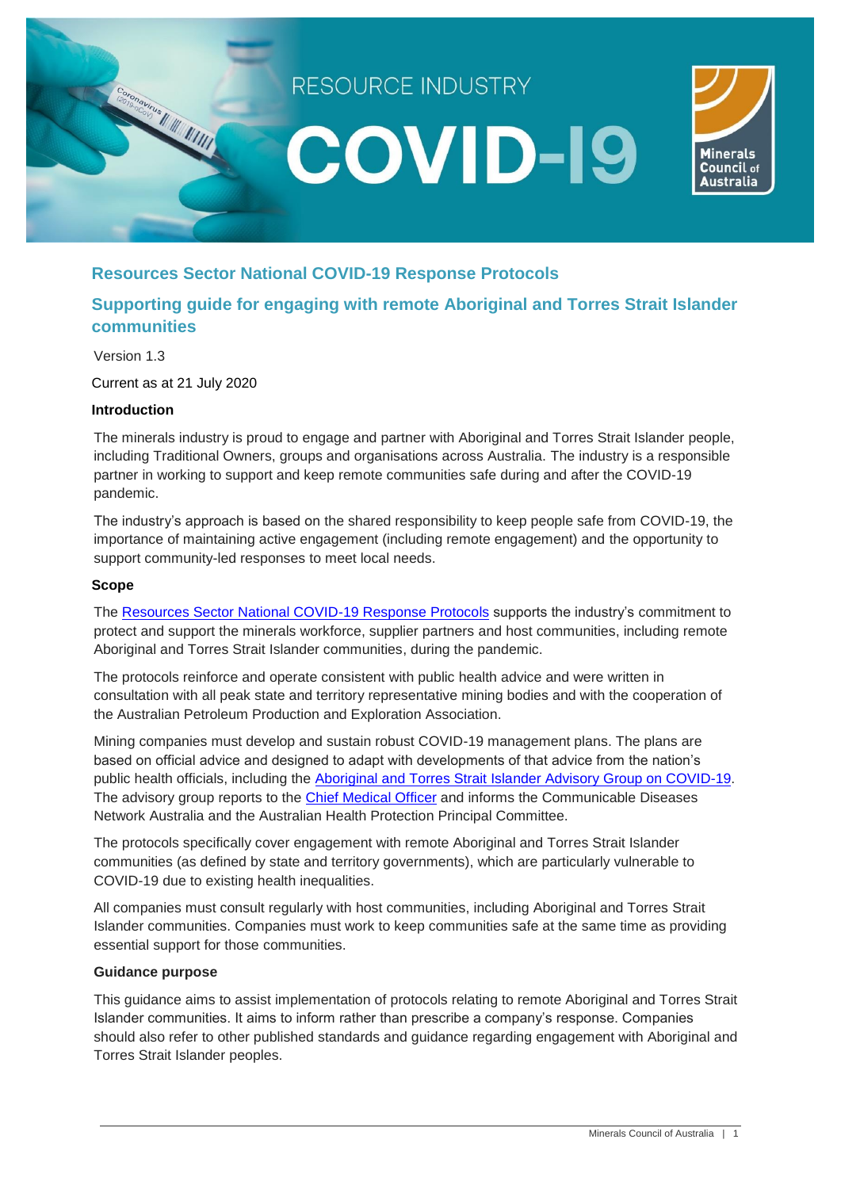RESOURCE INDUSTRY

# COVID-19

## Resources Sector National COVID-19 Response Protocols

## Supporting guide for engaging with remote Aboriginal and Torres Strait Islander communities

Version 1.3

Current as at 21 July 2020

### Introduction

The minerals industry is proud to engage and partner with Aboriginal and Torres Strait Islander people, including Traditional Owners, groups and organisations across Australia. The industry is a responsible partner in working to support and keep remote communities safe during and after the COVID-19 pandemic.

The industry's approach is based on the shared responsibility to keep people safe from COVID-19, the importance of maintaining active engagement (including remote engagement) and the opportunity to support community-led responses to meet local needs.

### Scope

The Resources Sector National COVID-19 Response Protocols supports the industry's commitment to protect and support the minerals workforce, supplier partners and host communities, including remote Aboriginal and Torres Strait Islander communities, during the pandemic.

The protocols reinforce and operate consistent with public health advice and were written in consultation with all peak state and territory representative mining bodies and with the cooperation of the Australian Petroleum Production and Exploration Association.

Mining companies must develop and sustain robust COVID-19 management plans. The plans are based on official advice and designed to adapt with developments of that advice from the nation's public health officials, including the Aboriginal and Torres Strait Islander Advisory Group on COVID-19. The advisory group reports to the Chief Medical Officer and informs the Communicable Diseases Network Australia and the Australian Health Protection Principal Committee.

The protocols specifically cover engagement with remote Aboriginal and Torres Strait Islander communities (as defined by state and territory governments), which are particularly vulnerable to COVID-19 due to existing health inequalities.

All companies must consult regularly with host communities, including Aboriginal and Torres Strait Islander communities. Companies must work to keep communities safe at the same time as providing essential support for those communities.

### Guidance purpose

This guidance aims to assist implementation of protocols relating to remote Aboriginal and Torres Strait Islander communities. It aims to inform rather than prescribe a company's response. Companies should also refer to other published standards and guidance regarding engagement with Aboriginal and Torres Strait Islander peoples.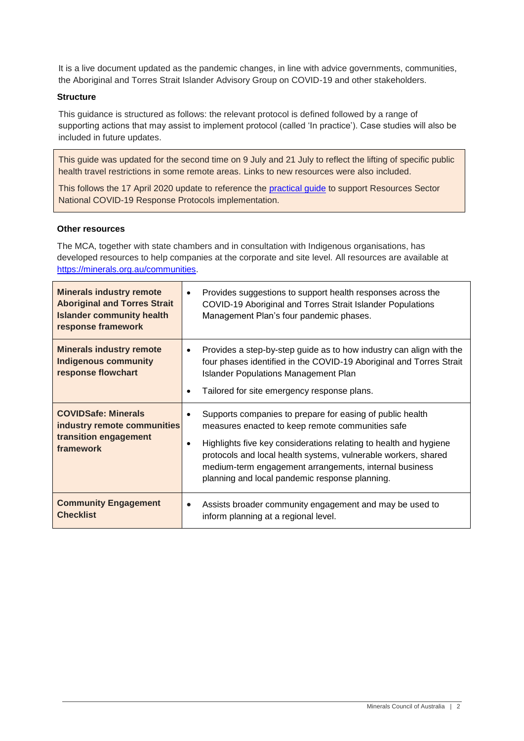It is a live document updated as the pandemic changes, in line with advice governments, communities, the Aboriginal and Torres Strait Islander Advisory Group on COVID-19 and other stakeholders.

### Structure

This guidance is structured as follows: the relevant protocol is defined followed by a range of supporting actions that may assist to implement protocol (called 'In practice'). Case studies will also be included in future updates.

> This guide was updated for the second time on 9 July and 21 July to reflect the lifting of specific public health travel restrictions in some remote areas. Links to new resources were also included.
>
> This follows the 17 April 2020 update to reference the [practical guide](#) to support Resources Sector National COVID-19 Response Protocols implementation.

### Other resources

The MCA, together with state chambers and in consultation with Indigenous organisations, has developed resources to help companies at the corporate and site level. All resources are available at [https://minerals.org.au/communities](https://minerals.org.au/communities).

| Resource | Description |
|---|---|
| **Minerals industry remote Aboriginal and Torres Strait Islander community health response framework** | • Provides suggestions to support health responses across the COVID-19 Aboriginal and Torres Strait Islander Populations Management Plan's four pandemic phases. |
| **Minerals industry remote Indigenous community response flowchart** | • Provides a step-by-step guide as to how industry can align with the four phases identified in the COVID-19 Aboriginal and Torres Strait Islander Populations Management Plan<br>• Tailored for site emergency response plans. |
| **COVIDSafe: Minerals industry remote communities transition engagement framework** | • Supports companies to prepare for easing of public health measures enacted to keep remote communities safe<br>• Highlights five key considerations relating to health and hygiene protocols and local health systems, vulnerable workers, shared medium-term engagement arrangements, internal business planning and local pandemic response planning. |
| **Community Engagement Checklist** | • Assists broader community engagement and may be used to inform planning at a regional level. |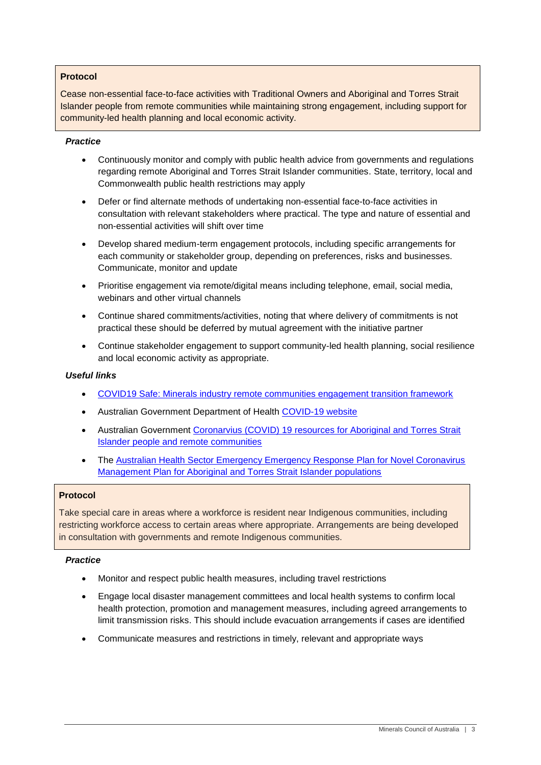**Protocol**

Cease non-essential face-to-face activities with Traditional Owners and Aboriginal and Torres Strait Islander people from remote communities while maintaining strong engagement, including support for community-led health planning and local economic activity.

***Practice***

- Continuously monitor and comply with public health advice from governments and regulations regarding remote Aboriginal and Torres Strait Islander communities. State, territory, local and Commonwealth public health restrictions may apply
- Defer or find alternate methods of undertaking non-essential face-to-face activities in consultation with relevant stakeholders where practical. The type and nature of essential and non-essential activities will shift over time
- Develop shared medium-term engagement protocols, including specific arrangements for each community or stakeholder group, depending on preferences, risks and businesses. Communicate, monitor and update
- Prioritise engagement via remote/digital means including telephone, email, social media, webinars and other virtual channels
- Continue shared commitments/activities, noting that where delivery of commitments is not practical these should be deferred by mutual agreement with the initiative partner
- Continue stakeholder engagement to support community-led health planning, social resilience and local economic activity as appropriate.

***Useful links***

- COVID19 Safe: Minerals industry remote communities engagement transition framework
- Australian Government Department of Health COVID-19 website
- Australian Government Coronarvius (COVID) 19 resources for Aboriginal and Torres Strait Islander people and remote communities
- The Australian Health Sector Emergency Emergency Response Plan for Novel Coronavirus Management Plan for Aboriginal and Torres Strait Islander populations

**Protocol**

Take special care in areas where a workforce is resident near Indigenous communities, including restricting workforce access to certain areas where appropriate. Arrangements are being developed in consultation with governments and remote Indigenous communities.

***Practice***

- Monitor and respect public health measures, including travel restrictions
- Engage local disaster management committees and local health systems to confirm local health protection, promotion and management measures, including agreed arrangements to limit transmission risks. This should include evacuation arrangements if cases are identified
- Communicate measures and restrictions in timely, relevant and appropriate ways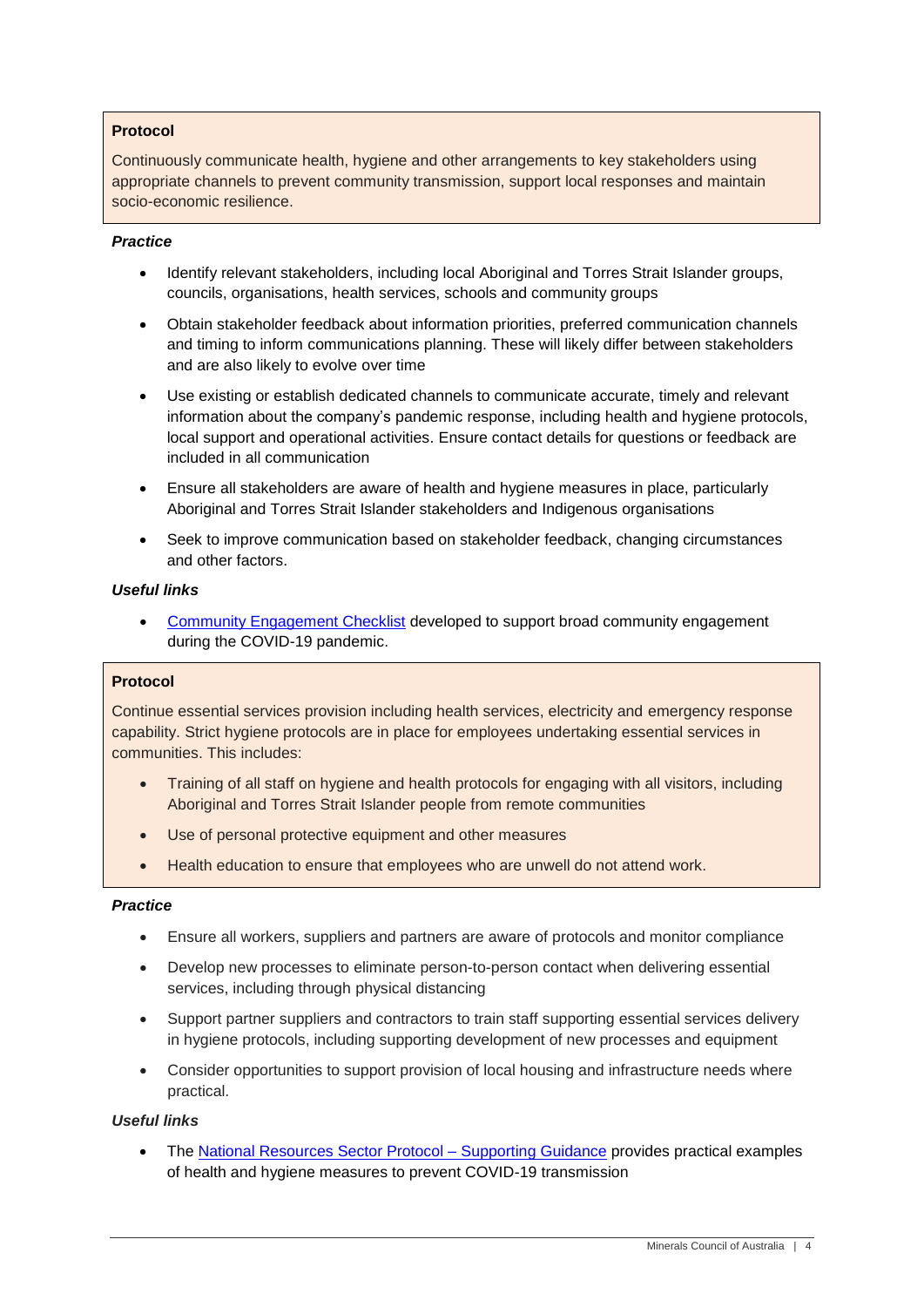**Protocol**

Continuously communicate health, hygiene and other arrangements to key stakeholders using appropriate channels to prevent community transmission, support local responses and maintain socio-economic resilience.

***Practice***

- Identify relevant stakeholders, including local Aboriginal and Torres Strait Islander groups, councils, organisations, health services, schools and community groups
- Obtain stakeholder feedback about information priorities, preferred communication channels and timing to inform communications planning. These will likely differ between stakeholders and are also likely to evolve over time
- Use existing or establish dedicated channels to communicate accurate, timely and relevant information about the company's pandemic response, including health and hygiene protocols, local support and operational activities. Ensure contact details for questions or feedback are included in all communication
- Ensure all stakeholders are aware of health and hygiene measures in place, particularly Aboriginal and Torres Strait Islander stakeholders and Indigenous organisations
- Seek to improve communication based on stakeholder feedback, changing circumstances and other factors.

***Useful links***

- Community Engagement Checklist developed to support broad community engagement during the COVID-19 pandemic.

**Protocol**

Continue essential services provision including health services, electricity and emergency response capability. Strict hygiene protocols are in place for employees undertaking essential services in communities. This includes:

- Training of all staff on hygiene and health protocols for engaging with all visitors, including Aboriginal and Torres Strait Islander people from remote communities
- Use of personal protective equipment and other measures
- Health education to ensure that employees who are unwell do not attend work.

***Practice***

- Ensure all workers, suppliers and partners are aware of protocols and monitor compliance
- Develop new processes to eliminate person-to-person contact when delivering essential services, including through physical distancing
- Support partner suppliers and contractors to train staff supporting essential services delivery in hygiene protocols, including supporting development of new processes and equipment
- Consider opportunities to support provision of local housing and infrastructure needs where practical.

***Useful links***

- The National Resources Sector Protocol – Supporting Guidance provides practical examples of health and hygiene measures to prevent COVID-19 transmission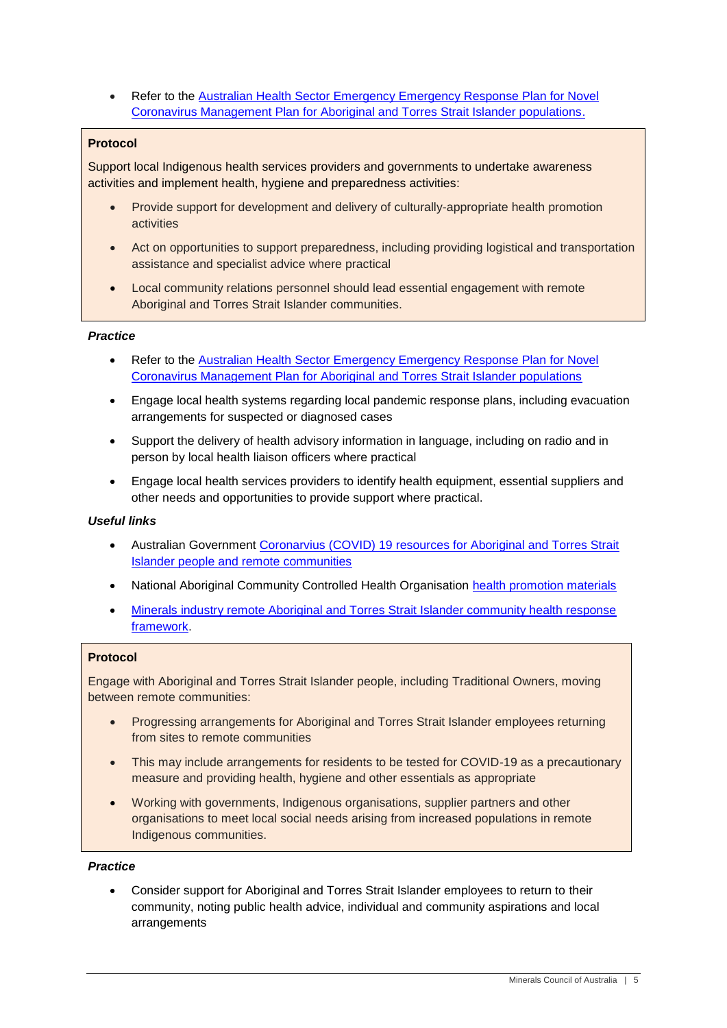- Refer to the [Australian Health Sector Emergency Emergency Response Plan for Novel Coronavirus Management Plan for Aboriginal and Torres Strait Islander populations.]

**Protocol**

Support local Indigenous health services providers and governments to undertake awareness activities and implement health, hygiene and preparedness activities:

- Provide support for development and delivery of culturally-appropriate health promotion activities
- Act on opportunities to support preparedness, including providing logistical and transportation assistance and specialist advice where practical
- Local community relations personnel should lead essential engagement with remote Aboriginal and Torres Strait Islander communities.

***Practice***

- Refer to the Australian Health Sector Emergency Emergency Response Plan for Novel Coronavirus Management Plan for Aboriginal and Torres Strait Islander populations
- Engage local health systems regarding local pandemic response plans, including evacuation arrangements for suspected or diagnosed cases
- Support the delivery of health advisory information in language, including on radio and in person by local health liaison officers where practical
- Engage local health services providers to identify health equipment, essential suppliers and other needs and opportunities to provide support where practical.

***Useful links***

- Australian Government Coronarvius (COVID) 19 resources for Aboriginal and Torres Strait Islander people and remote communities
- National Aboriginal Community Controlled Health Organisation health promotion materials
- Minerals industry remote Aboriginal and Torres Strait Islander community health response framework.

**Protocol**

Engage with Aboriginal and Torres Strait Islander people, including Traditional Owners, moving between remote communities:

- Progressing arrangements for Aboriginal and Torres Strait Islander employees returning from sites to remote communities
- This may include arrangements for residents to be tested for COVID-19 as a precautionary measure and providing health, hygiene and other essentials as appropriate
- Working with governments, Indigenous organisations, supplier partners and other organisations to meet local social needs arising from increased populations in remote Indigenous communities.

***Practice***

- Consider support for Aboriginal and Torres Strait Islander employees to return to their community, noting public health advice, individual and community aspirations and local arrangements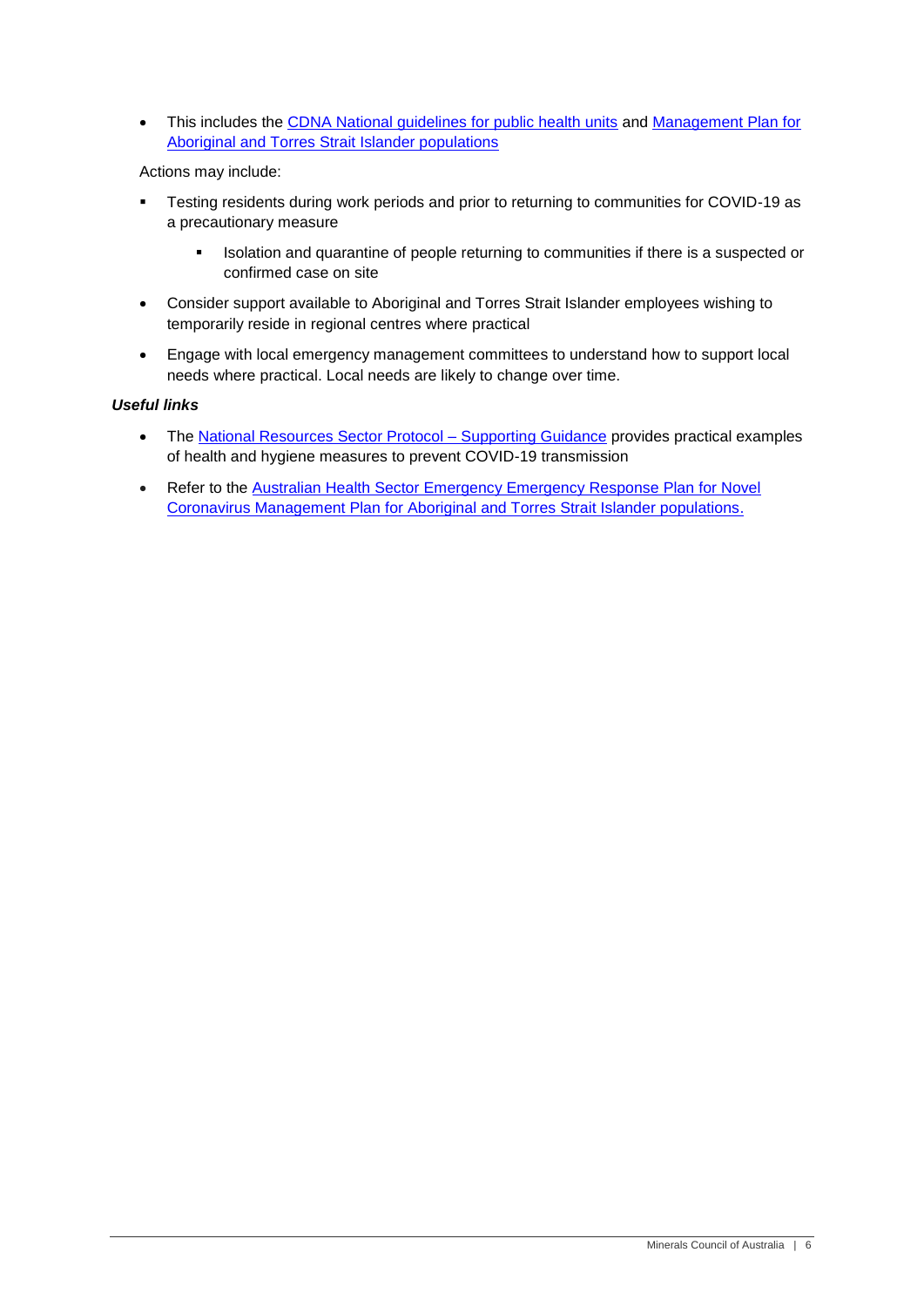- This includes the CDNA National guidelines for public health units and Management Plan for Aboriginal and Torres Strait Islander populations

Actions may include:

- Testing residents during work periods and prior to returning to communities for COVID-19 as a precautionary measure
    - Isolation and quarantine of people returning to communities if there is a suspected or confirmed case on site
- Consider support available to Aboriginal and Torres Strait Islander employees wishing to temporarily reside in regional centres where practical
- Engage with local emergency management committees to understand how to support local needs where practical. Local needs are likely to change over time.

***Useful links***

- The National Resources Sector Protocol – Supporting Guidance provides practical examples of health and hygiene measures to prevent COVID-19 transmission
- Refer to the Australian Health Sector Emergency Emergency Response Plan for Novel Coronavirus Management Plan for Aboriginal and Torres Strait Islander populations.